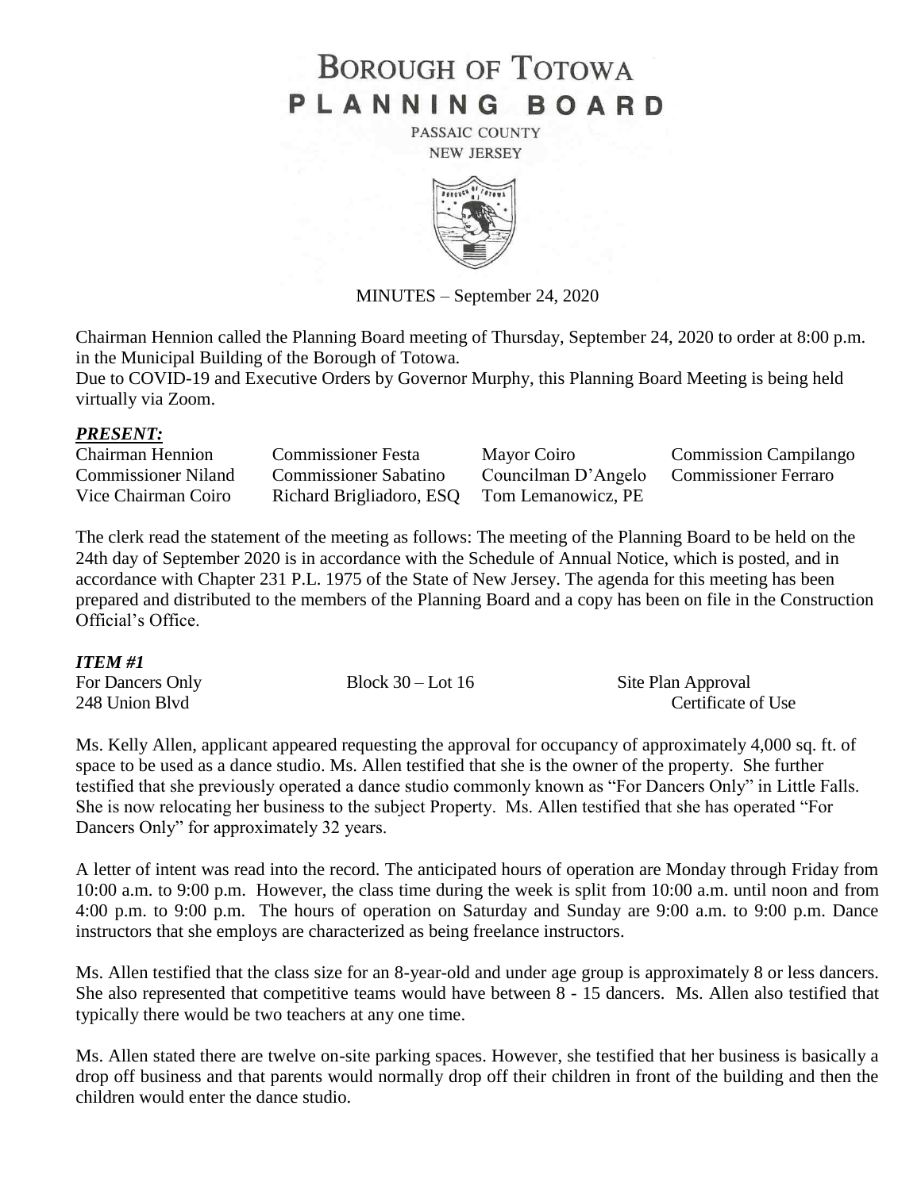# BOROUGH OF TOTOWA
# PLANNING BOARD

PASSAIC COUNTY
NEW JERSEY

MINUTES – September 24, 2020

Chairman Hennion called the Planning Board meeting of Thursday, September 24, 2020 to order at 8:00 p.m. in the Municipal Building of the Borough of Totowa.
Due to COVID-19 and Executive Orders by Governor Murphy, this Planning Board Meeting is being held virtually via Zoom.

***PRESENT:***

| | | | |
|---|---|---|---|
| Chairman Hennion | Commissioner Festa | Mayor Coiro | Commission Campilango |
| Commissioner Niland | Commissioner Sabatino | Councilman D'Angelo | Commissioner Ferraro |
| Vice Chairman Coiro | Richard Brigliadoro, ESQ | Tom Lemanowicz, PE | |

The clerk read the statement of the meeting as follows: The meeting of the Planning Board to be held on the 24th day of September 2020 is in accordance with the Schedule of Annual Notice, which is posted, and in accordance with Chapter 231 P.L. 1975 of the State of New Jersey. The agenda for this meeting has been prepared and distributed to the members of the Planning Board and a copy has been on file in the Construction Official's Office.

***ITEM #1***

| | | |
|---|---|---|
| For Dancers Only | Block 30 – Lot 16 | Site Plan Approval |
| 248 Union Blvd | | Certificate of Use |

Ms. Kelly Allen, applicant appeared requesting the approval for occupancy of approximately 4,000 sq. ft. of space to be used as a dance studio. Ms. Allen testified that she is the owner of the property. She further testified that she previously operated a dance studio commonly known as "For Dancers Only" in Little Falls. She is now relocating her business to the subject Property. Ms. Allen testified that she has operated "For Dancers Only" for approximately 32 years.

A letter of intent was read into the record. The anticipated hours of operation are Monday through Friday from 10:00 a.m. to 9:00 p.m. However, the class time during the week is split from 10:00 a.m. until noon and from 4:00 p.m. to 9:00 p.m. The hours of operation on Saturday and Sunday are 9:00 a.m. to 9:00 p.m. Dance instructors that she employs are characterized as being freelance instructors.

Ms. Allen testified that the class size for an 8-year-old and under age group is approximately 8 or less dancers. She also represented that competitive teams would have between 8 - 15 dancers. Ms. Allen also testified that typically there would be two teachers at any one time.

Ms. Allen stated there are twelve on-site parking spaces. However, she testified that her business is basically a drop off business and that parents would normally drop off their children in front of the building and then the children would enter the dance studio.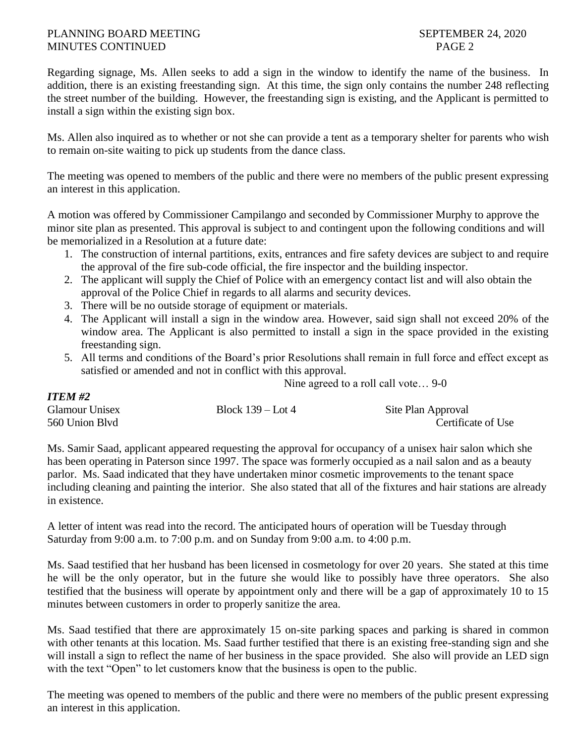Regarding signage, Ms. Allen seeks to add a sign in the window to identify the name of the business. In addition, there is an existing freestanding sign. At this time, the sign only contains the number 248 reflecting the street number of the building. However, the freestanding sign is existing, and the Applicant is permitted to install a sign within the existing sign box.

Ms. Allen also inquired as to whether or not she can provide a tent as a temporary shelter for parents who wish to remain on-site waiting to pick up students from the dance class.

The meeting was opened to members of the public and there were no members of the public present expressing an interest in this application.

A motion was offered by Commissioner Campilango and seconded by Commissioner Murphy to approve the minor site plan as presented. This approval is subject to and contingent upon the following conditions and will be memorialized in a Resolution at a future date:

1. The construction of internal partitions, exits, entrances and fire safety devices are subject to and require the approval of the fire sub-code official, the fire inspector and the building inspector.
2. The applicant will supply the Chief of Police with an emergency contact list and will also obtain the approval of the Police Chief in regards to all alarms and security devices.
3. There will be no outside storage of equipment or materials.
4. The Applicant will install a sign in the window area. However, said sign shall not exceed 20% of the window area. The Applicant is also permitted to install a sign in the space provided in the existing freestanding sign.
5. All terms and conditions of the Board's prior Resolutions shall remain in full force and effect except as satisfied or amended and not in conflict with this approval.

Nine agreed to a roll call vote… 9-0

***ITEM #2***

| | | |
|---|---|---|
| Glamour Unisex | Block 139 – Lot 4 | Site Plan Approval |
| 560 Union Blvd | | Certificate of Use |

Ms. Samir Saad, applicant appeared requesting the approval for occupancy of a unisex hair salon which she has been operating in Paterson since 1997. The space was formerly occupied as a nail salon and as a beauty parlor. Ms. Saad indicated that they have undertaken minor cosmetic improvements to the tenant space including cleaning and painting the interior. She also stated that all of the fixtures and hair stations are already in existence.

A letter of intent was read into the record. The anticipated hours of operation will be Tuesday through Saturday from 9:00 a.m. to 7:00 p.m. and on Sunday from 9:00 a.m. to 4:00 p.m.

Ms. Saad testified that her husband has been licensed in cosmetology for over 20 years. She stated at this time he will be the only operator, but in the future she would like to possibly have three operators. She also testified that the business will operate by appointment only and there will be a gap of approximately 10 to 15 minutes between customers in order to properly sanitize the area.

Ms. Saad testified that there are approximately 15 on-site parking spaces and parking is shared in common with other tenants at this location. Ms. Saad further testified that there is an existing free-standing sign and she will install a sign to reflect the name of her business in the space provided. She also will provide an LED sign with the text "Open" to let customers know that the business is open to the public.

The meeting was opened to members of the public and there were no members of the public present expressing an interest in this application.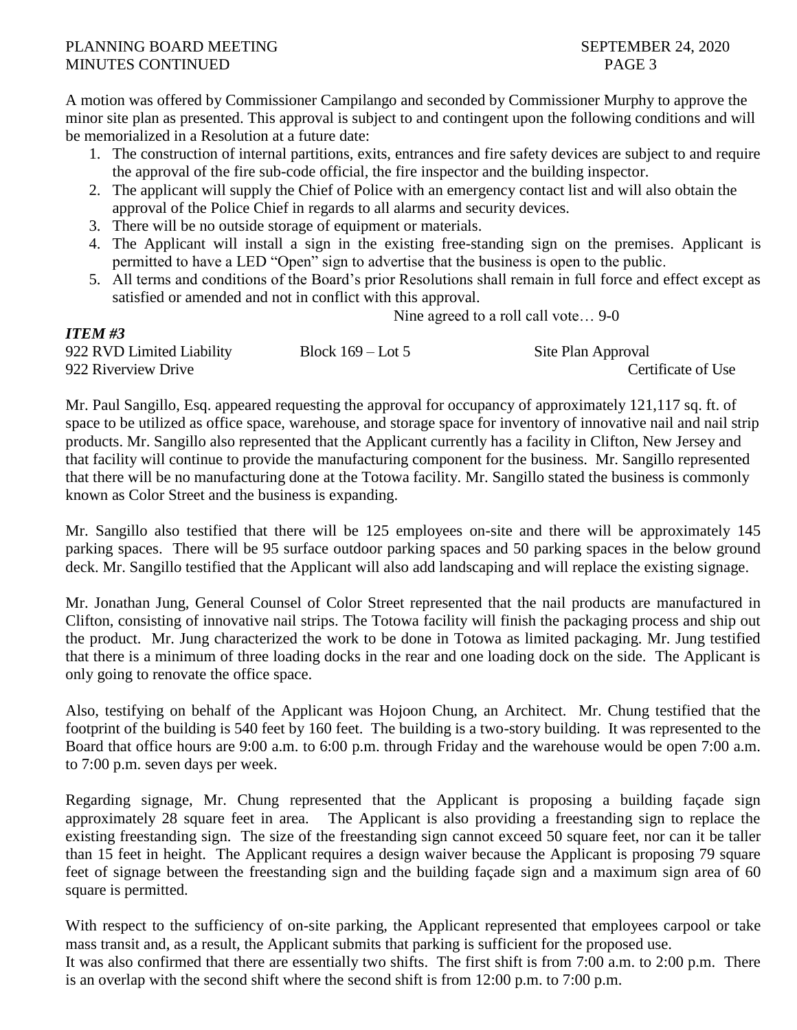A motion was offered by Commissioner Campilango and seconded by Commissioner Murphy to approve the minor site plan as presented. This approval is subject to and contingent upon the following conditions and will be memorialized in a Resolution at a future date:

1. The construction of internal partitions, exits, entrances and fire safety devices are subject to and require the approval of the fire sub-code official, the fire inspector and the building inspector.
2. The applicant will supply the Chief of Police with an emergency contact list and will also obtain the approval of the Police Chief in regards to all alarms and security devices.
3. There will be no outside storage of equipment or materials.
4. The Applicant will install a sign in the existing free-standing sign on the premises. Applicant is permitted to have a LED "Open" sign to advertise that the business is open to the public.
5. All terms and conditions of the Board's prior Resolutions shall remain in full force and effect except as satisfied or amended and not in conflict with this approval.

Nine agreed to a roll call vote… 9-0

***ITEM #3***

922 RVD Limited Liability    Block 169 – Lot 5    Site Plan Approval
922 Riverview Drive    Certificate of Use

Mr. Paul Sangillo, Esq. appeared requesting the approval for occupancy of approximately 121,117 sq. ft. of space to be utilized as office space, warehouse, and storage space for inventory of innovative nail and nail strip products. Mr. Sangillo also represented that the Applicant currently has a facility in Clifton, New Jersey and that facility will continue to provide the manufacturing component for the business. Mr. Sangillo represented that there will be no manufacturing done at the Totowa facility. Mr. Sangillo stated the business is commonly known as Color Street and the business is expanding.

Mr. Sangillo also testified that there will be 125 employees on-site and there will be approximately 145 parking spaces. There will be 95 surface outdoor parking spaces and 50 parking spaces in the below ground deck. Mr. Sangillo testified that the Applicant will also add landscaping and will replace the existing signage.

Mr. Jonathan Jung, General Counsel of Color Street represented that the nail products are manufactured in Clifton, consisting of innovative nail strips. The Totowa facility will finish the packaging process and ship out the product. Mr. Jung characterized the work to be done in Totowa as limited packaging. Mr. Jung testified that there is a minimum of three loading docks in the rear and one loading dock on the side. The Applicant is only going to renovate the office space.

Also, testifying on behalf of the Applicant was Hojoon Chung, an Architect. Mr. Chung testified that the footprint of the building is 540 feet by 160 feet. The building is a two-story building. It was represented to the Board that office hours are 9:00 a.m. to 6:00 p.m. through Friday and the warehouse would be open 7:00 a.m. to 7:00 p.m. seven days per week.

Regarding signage, Mr. Chung represented that the Applicant is proposing a building façade sign approximately 28 square feet in area. The Applicant is also providing a freestanding sign to replace the existing freestanding sign. The size of the freestanding sign cannot exceed 50 square feet, nor can it be taller than 15 feet in height. The Applicant requires a design waiver because the Applicant is proposing 79 square feet of signage between the freestanding sign and the building façade sign and a maximum sign area of 60 square is permitted.

With respect to the sufficiency of on-site parking, the Applicant represented that employees carpool or take mass transit and, as a result, the Applicant submits that parking is sufficient for the proposed use.
It was also confirmed that there are essentially two shifts. The first shift is from 7:00 a.m. to 2:00 p.m. There is an overlap with the second shift where the second shift is from 12:00 p.m. to 7:00 p.m.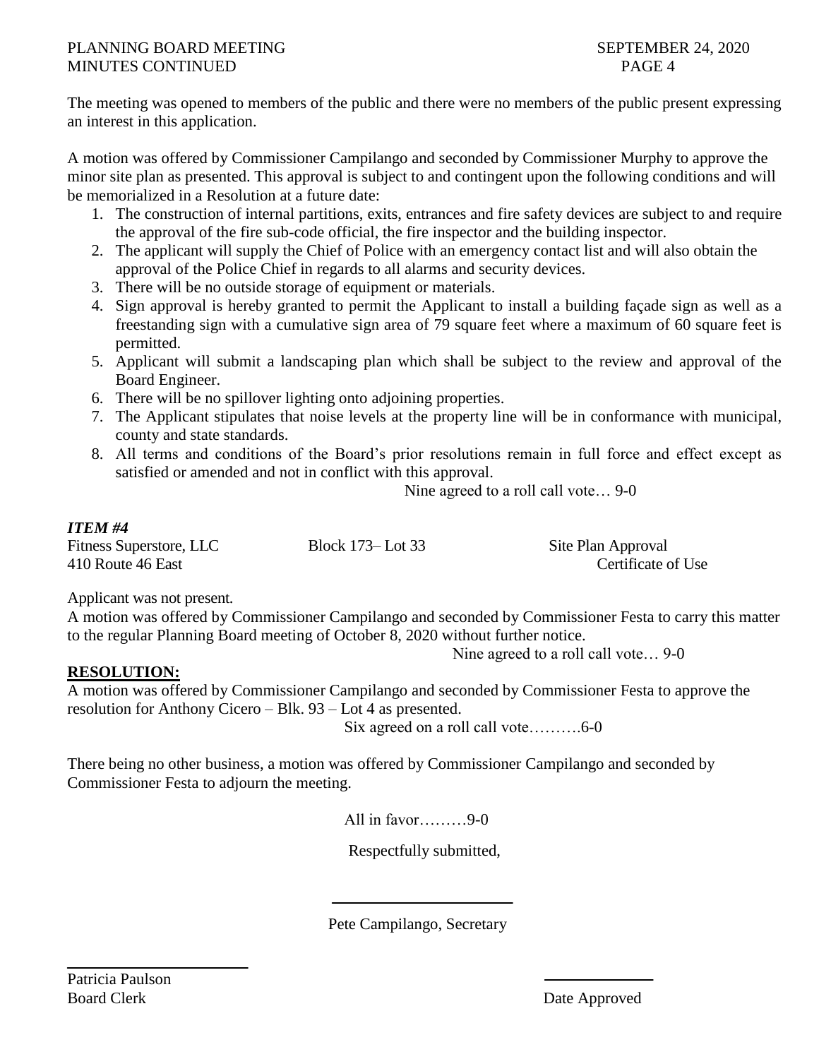The meeting was opened to members of the public and there were no members of the public present expressing an interest in this application.

A motion was offered by Commissioner Campilango and seconded by Commissioner Murphy to approve the minor site plan as presented. This approval is subject to and contingent upon the following conditions and will be memorialized in a Resolution at a future date:

1. The construction of internal partitions, exits, entrances and fire safety devices are subject to and require the approval of the fire sub-code official, the fire inspector and the building inspector.
2. The applicant will supply the Chief of Police with an emergency contact list and will also obtain the approval of the Police Chief in regards to all alarms and security devices.
3. There will be no outside storage of equipment or materials.
4. Sign approval is hereby granted to permit the Applicant to install a building façade sign as well as a freestanding sign with a cumulative sign area of 79 square feet where a maximum of 60 square feet is permitted.
5. Applicant will submit a landscaping plan which shall be subject to the review and approval of the Board Engineer.
6. There will be no spillover lighting onto adjoining properties.
7. The Applicant stipulates that noise levels at the property line will be in conformance with municipal, county and state standards.
8. All terms and conditions of the Board's prior resolutions remain in full force and effect except as satisfied or amended and not in conflict with this approval.

Nine agreed to a roll call vote… 9-0

***ITEM #4***

Fitness Superstore, LLC　　Block 173– Lot 33　　Site Plan Approval
410 Route 46 East　　Certificate of Use

Applicant was not present.
A motion was offered by Commissioner Campilango and seconded by Commissioner Festa to carry this matter to the regular Planning Board meeting of October 8, 2020 without further notice.

Nine agreed to a roll call vote… 9-0

**RESOLUTION:**

A motion was offered by Commissioner Campilango and seconded by Commissioner Festa to approve the resolution for Anthony Cicero – Blk. 93 – Lot 4 as presented.

Six agreed on a roll call vote……….6-0

There being no other business, a motion was offered by Commissioner Campilango and seconded by Commissioner Festa to adjourn the meeting.

All in favor………9-0

Respectfully submitted,

Pete Campilango, Secretary

Patricia Paulson
Board Clerk

Date Approved